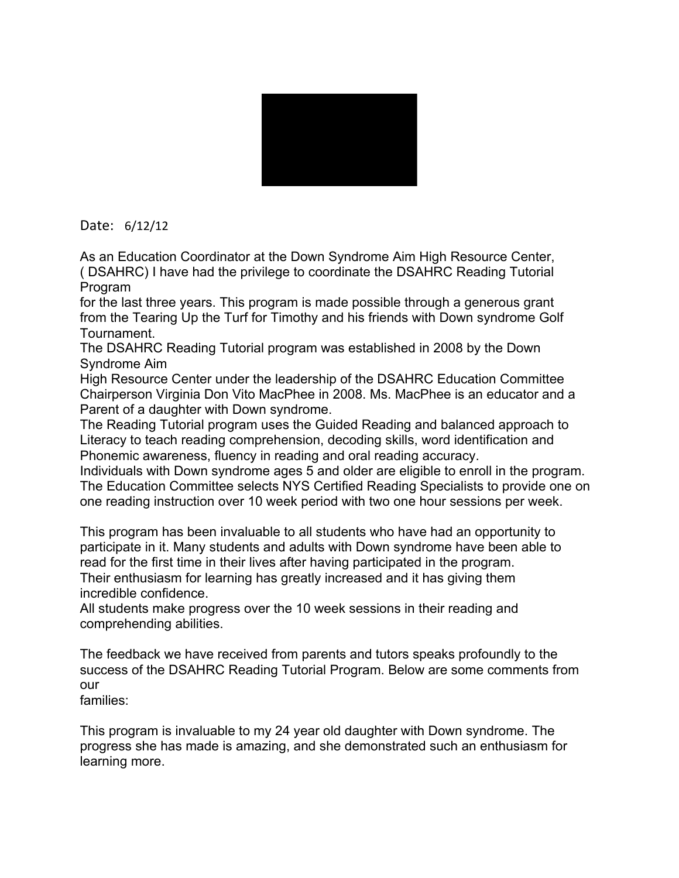Date: 6/12/12

As an Education Coordinator at the Down Syndrome Aim High Resource Center, ( DSAHRC) I have had the privilege to coordinate the DSAHRC Reading Tutorial Program for the last three years. This program is made possible through a generous grant from the Tearing Up the Turf for Timothy and his friends with Down syndrome Golf Tournament.

The DSAHRC Reading Tutorial program was established in 2008 by the Down Syndrome Aim High Resource Center under the leadership of the DSAHRC Education Committee Chairperson Virginia Don Vito MacPhee in 2008. Ms. MacPhee is an educator and a Parent of a daughter with Down syndrome.

The Reading Tutorial program uses the Guided Reading and balanced approach to Literacy to teach reading comprehension, decoding skills, word identification and Phonemic awareness, fluency in reading and oral reading accuracy.

Individuals with Down syndrome ages 5 and older are eligible to enroll in the program.

The Education Committee selects NYS Certified Reading Specialists to provide one on one reading instruction over 10 week period with two one hour sessions per week.

This program has been invaluable to all students who have had an opportunity to participate in it. Many students and adults with Down syndrome have been able to read for the first time in their lives after having participated in the program.

Their enthusiasm for learning has greatly increased and it has giving them incredible confidence.

All students make progress over the 10 week sessions in their reading and comprehending abilities.

The feedback we have received from parents and tutors speaks profoundly to the success of the DSAHRC Reading Tutorial Program. Below are some comments from our families:

This program is invaluable to my 24 year old daughter with Down syndrome. The progress she has made is amazing, and she demonstrated such an enthusiasm for learning more.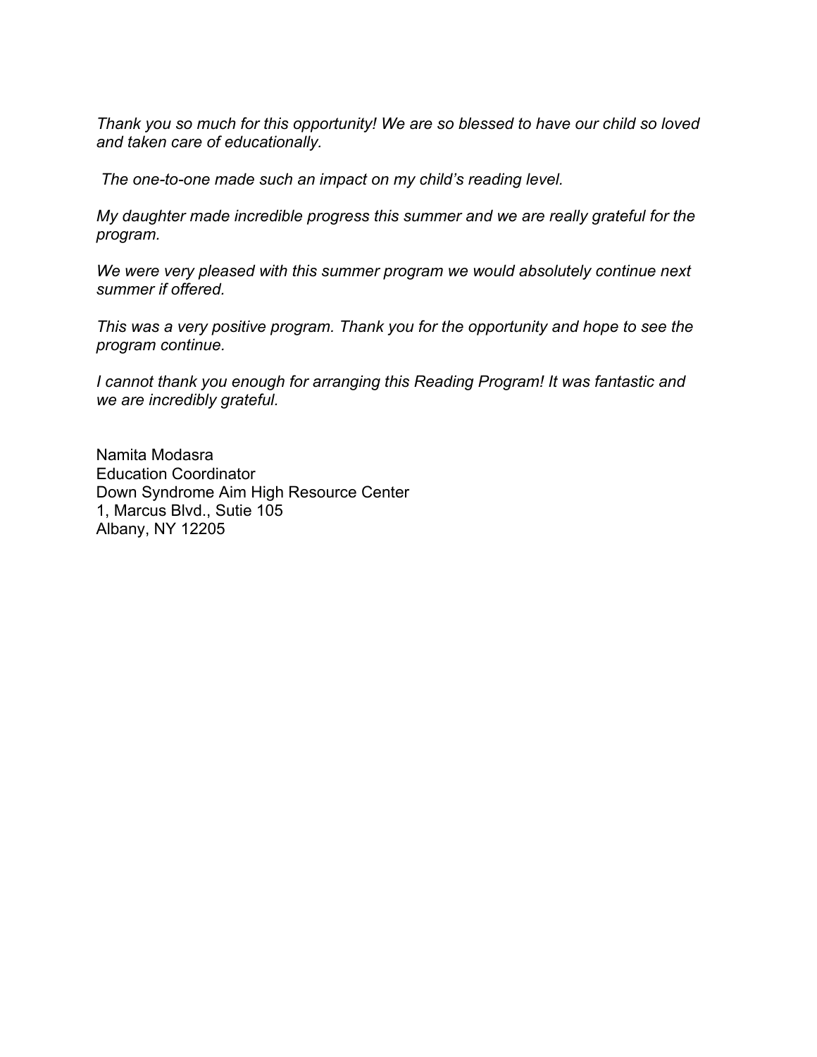*Thank you so much for this opportunity! We are so blessed to have our child so loved and taken care of educationally.*

*The one-to-one made such an impact on my child's reading level.*

*My daughter made incredible progress this summer and we are really grateful for the program.*

*We were very pleased with this summer program we would absolutely continue next summer if offered.*

*This was a very positive program. Thank you for the opportunity and hope to see the program continue.*

*I cannot thank you enough for arranging this Reading Program! It was fantastic and we are incredibly grateful.*

Namita Modasra  
Education Coordinator  
Down Syndrome Aim High Resource Center  
1, Marcus Blvd., Sutie 105  
Albany, NY 12205